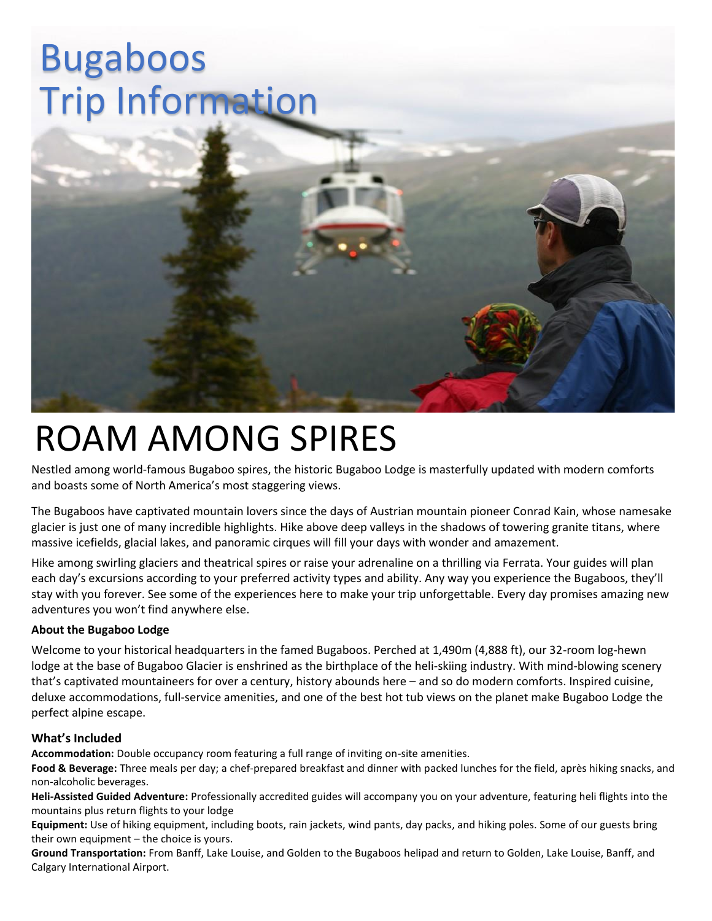# Bugaboos Trip Information

# ROAM AMONG SPIRES

Nestled among world-famous Bugaboo spires, the historic Bugaboo Lodge is masterfully updated with modern comforts and boasts some of North America's most staggering views.

The Bugaboos have captivated mountain lovers since the days of Austrian mountain pioneer Conrad Kain, whose namesake glacier is just one of many incredible highlights. Hike above deep valleys in the shadows of towering granite titans, where massive icefields, glacial lakes, and panoramic cirques will fill your days with wonder and amazement.

Hike among swirling glaciers and theatrical spires or raise your adrenaline on a thrilling via Ferrata. Your guides will plan each day's excursions according to your preferred activity types and ability. Any way you experience the Bugaboos, they'll stay with you forever. See some of the experiences here to make your trip unforgettable. Every day promises amazing new adventures you won't find anywhere else.

**About the Bugaboo Lodge**

Welcome to your historical headquarters in the famed Bugaboos. Perched at 1,490m (4,888 ft), our 32-room log-hewn lodge at the base of Bugaboo Glacier is enshrined as the birthplace of the heli-skiing industry. With mind-blowing scenery that's captivated mountaineers for over a century, history abounds here – and so do modern comforts. Inspired cuisine, deluxe accommodations, full-service amenities, and one of the best hot tub views on the planet make Bugaboo Lodge the perfect alpine escape.

### What's Included

**Accommodation:** Double occupancy room featuring a full range of inviting on-site amenities.

**Food & Beverage:** Three meals per day; a chef-prepared breakfast and dinner with packed lunches for the field, après hiking snacks, and non-alcoholic beverages.

**Heli-Assisted Guided Adventure:** Professionally accredited guides will accompany you on your adventure, featuring heli flights into the mountains plus return flights to your lodge

**Equipment:** Use of hiking equipment, including boots, rain jackets, wind pants, day packs, and hiking poles. Some of our guests bring their own equipment – the choice is yours.

**Ground Transportation:** From Banff, Lake Louise, and Golden to the Bugaboos helipad and return to Golden, Lake Louise, Banff, and Calgary International Airport.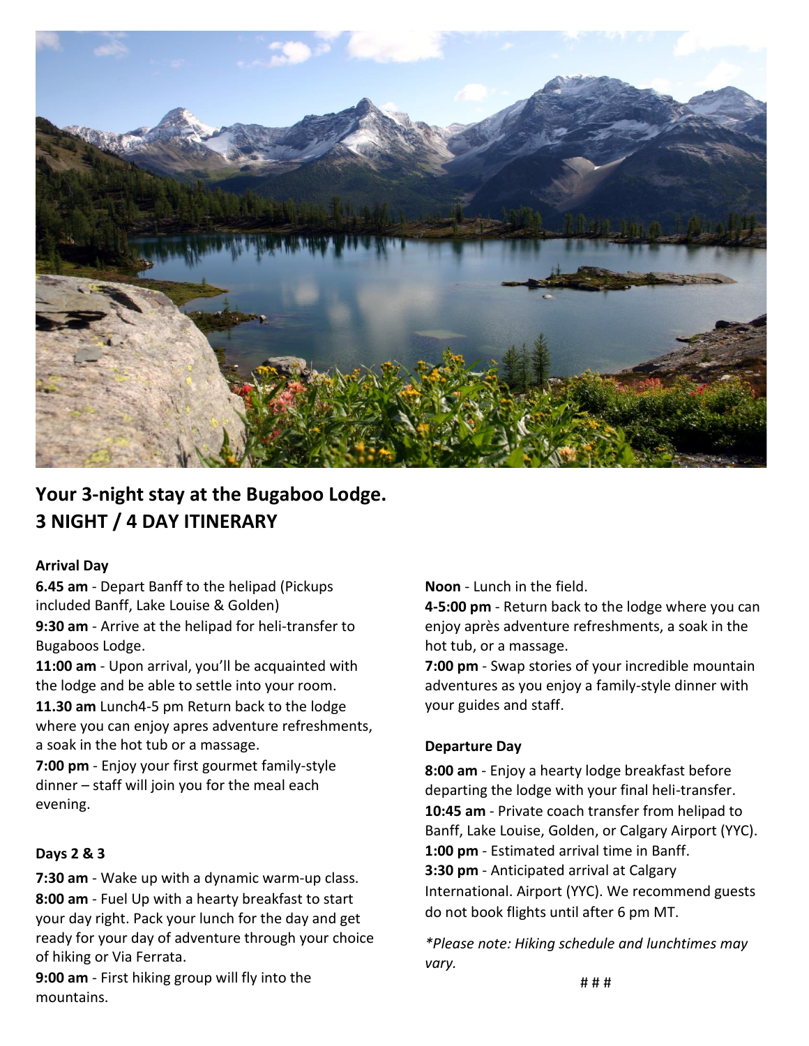## Your 3-night stay at the Bugaboo Lodge.
## 3 NIGHT / 4 DAY ITINERARY

**Arrival Day**

**6.45 am** - Depart Banff to the helipad (Pickups included Banff, Lake Louise & Golden)

**9:30 am** - Arrive at the helipad for heli-transfer to Bugaboos Lodge.

**11:00 am** - Upon arrival, you'll be acquainted with the lodge and be able to settle into your room.

**11.30 am** Lunch4-5 pm Return back to the lodge where you can enjoy apres adventure refreshments, a soak in the hot tub or a massage.

**7:00 pm** - Enjoy your first gourmet family-style dinner – staff will join you for the meal each evening.

**Days 2 & 3**

**7:30 am** - Wake up with a dynamic warm-up class.

**8:00 am** - Fuel Up with a hearty breakfast to start your day right. Pack your lunch for the day and get ready for your day of adventure through your choice of hiking or Via Ferrata.

**9:00 am** - First hiking group will fly into the mountains.

**Noon** - Lunch in the field.

**4-5:00 pm** - Return back to the lodge where you can enjoy après adventure refreshments, a soak in the hot tub, or a massage.

**7:00 pm** - Swap stories of your incredible mountain adventures as you enjoy a family-style dinner with your guides and staff.

**Departure Day**

**8:00 am** - Enjoy a hearty lodge breakfast before departing the lodge with your final heli-transfer.

**10:45 am** - Private coach transfer from helipad to Banff, Lake Louise, Golden, or Calgary Airport (YYC).

**1:00 pm** - Estimated arrival time in Banff.

**3:30 pm** - Anticipated arrival at Calgary International. Airport (YYC). We recommend guests do not book flights until after 6 pm MT.

*\*Please note: Hiking schedule and lunchtimes may vary.*

# # #